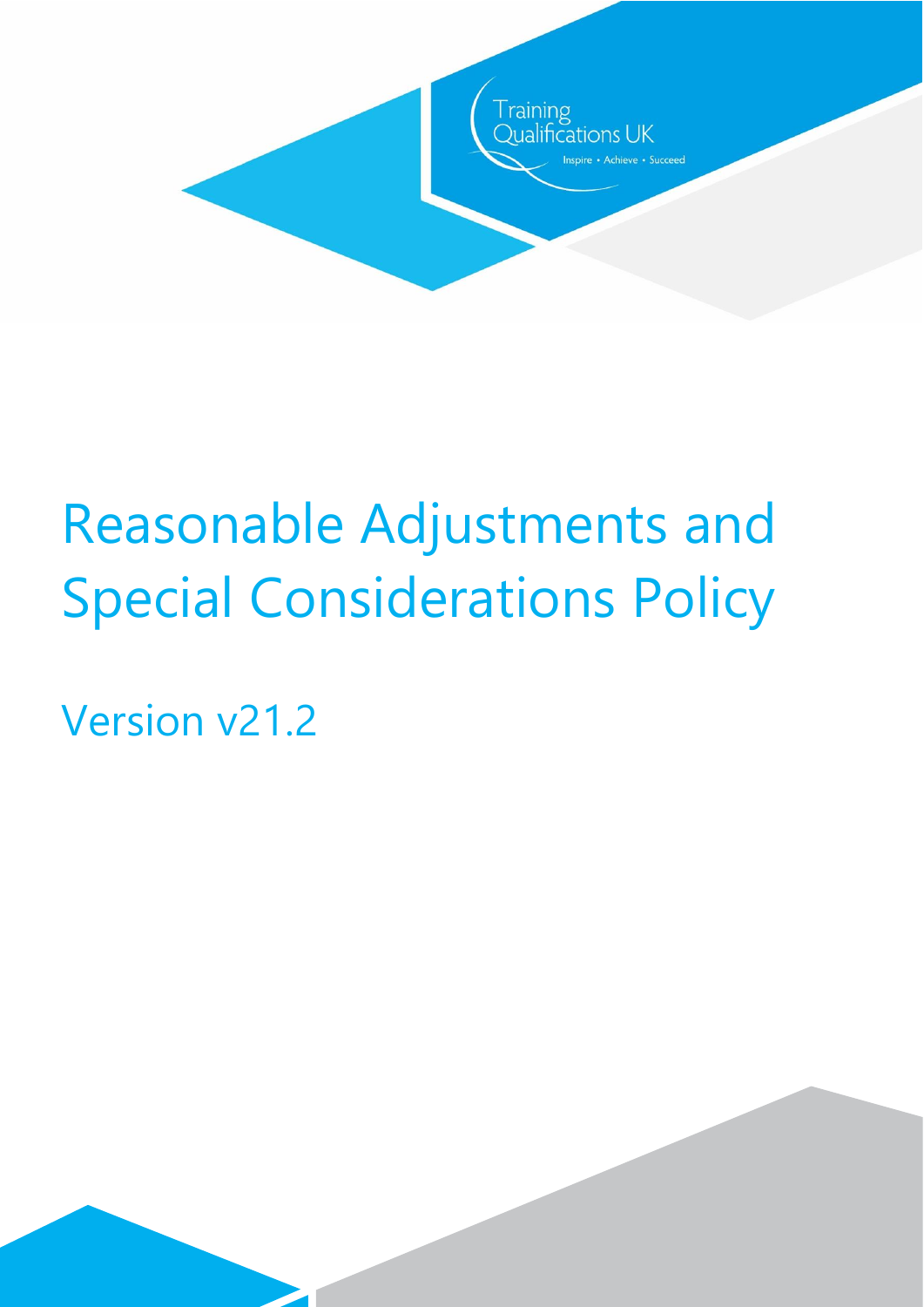Training Qualifications UK

Inspire • Achieve • Succeed

# Reasonable Adjustments and Special Considerations Policy

## Version v21.2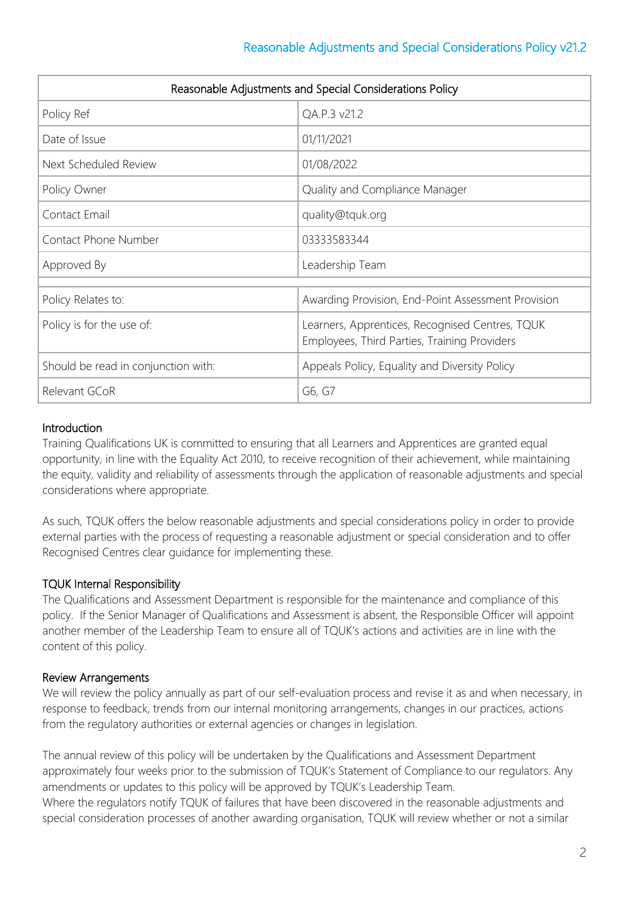| Reasonable Adjustments and Special Considerations Policy | |
|---|---|
| Policy Ref | QA.P.3 v21.2 |
| Date of Issue | 01/11/2021 |
| Next Scheduled Review | 01/08/2022 |
| Policy Owner | Quality and Compliance Manager |
| Contact Email | quality@tquk.org |
| Contact Phone Number | 03333583344 |
| Approved By | Leadership Team |
| | |
| Policy Relates to: | Awarding Provision, End-Point Assessment Provision |
| Policy is for the use of: | Learners, Apprentices, Recognised Centres, TQUK Employees, Third Parties, Training Providers |
| Should be read in conjunction with: | Appeals Policy, Equality and Diversity Policy |
| Relevant GCoR | G6, G7 |

## Introduction

Training Qualifications UK is committed to ensuring that all Learners and Apprentices are granted equal opportunity, in line with the Equality Act 2010, to receive recognition of their achievement, while maintaining the equity, validity and reliability of assessments through the application of reasonable adjustments and special considerations where appropriate.

As such, TQUK offers the below reasonable adjustments and special considerations policy in order to provide external parties with the process of requesting a reasonable adjustment or special consideration and to offer Recognised Centres clear guidance for implementing these.

## TQUK Internal Responsibility

The Qualifications and Assessment Department is responsible for the maintenance and compliance of this policy. If the Senior Manager of Qualifications and Assessment is absent, the Responsible Officer will appoint another member of the Leadership Team to ensure all of TQUK's actions and activities are in line with the content of this policy.

## Review Arrangements

We will review the policy annually as part of our self-evaluation process and revise it as and when necessary, in response to feedback, trends from our internal monitoring arrangements, changes in our practices, actions from the regulatory authorities or external agencies or changes in legislation.

The annual review of this policy will be undertaken by the Qualifications and Assessment Department approximately four weeks prior to the submission of TQUK's Statement of Compliance to our regulators. Any amendments or updates to this policy will be approved by TQUK's Leadership Team.
Where the regulators notify TQUK of failures that have been discovered in the reasonable adjustments and special consideration processes of another awarding organisation, TQUK will review whether or not a similar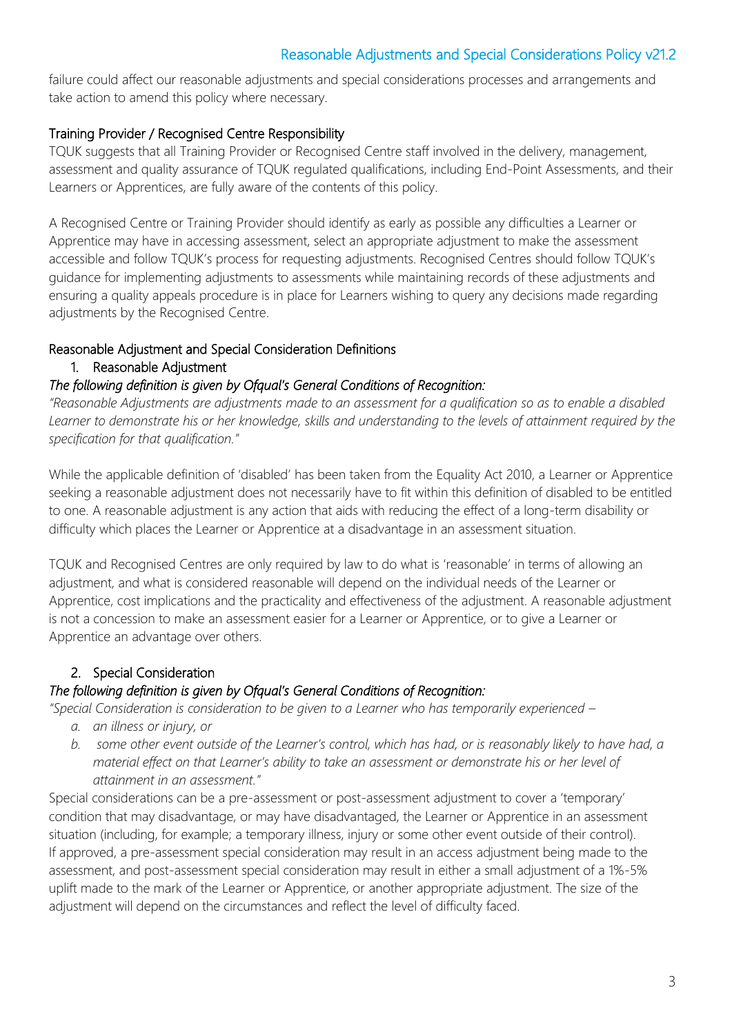failure could affect our reasonable adjustments and special considerations processes and arrangements and take action to amend this policy where necessary.

### Training Provider / Recognised Centre Responsibility

TQUK suggests that all Training Provider or Recognised Centre staff involved in the delivery, management, assessment and quality assurance of TQUK regulated qualifications, including End-Point Assessments, and their Learners or Apprentices, are fully aware of the contents of this policy.

A Recognised Centre or Training Provider should identify as early as possible any difficulties a Learner or Apprentice may have in accessing assessment, select an appropriate adjustment to make the assessment accessible and follow TQUK's process for requesting adjustments. Recognised Centres should follow TQUK's guidance for implementing adjustments to assessments while maintaining records of these adjustments and ensuring a quality appeals procedure is in place for Learners wishing to query any decisions made regarding adjustments by the Recognised Centre.

### Reasonable Adjustment and Special Consideration Definitions

1. Reasonable Adjustment

*The following definition is given by Ofqual's General Conditions of Recognition:*

*"Reasonable Adjustments are adjustments made to an assessment for a qualification so as to enable a disabled Learner to demonstrate his or her knowledge, skills and understanding to the levels of attainment required by the specification for that qualification."*

While the applicable definition of 'disabled' has been taken from the Equality Act 2010, a Learner or Apprentice seeking a reasonable adjustment does not necessarily have to fit within this definition of disabled to be entitled to one. A reasonable adjustment is any action that aids with reducing the effect of a long-term disability or difficulty which places the Learner or Apprentice at a disadvantage in an assessment situation.

TQUK and Recognised Centres are only required by law to do what is 'reasonable' in terms of allowing an adjustment, and what is considered reasonable will depend on the individual needs of the Learner or Apprentice, cost implications and the practicality and effectiveness of the adjustment. A reasonable adjustment is not a concession to make an assessment easier for a Learner or Apprentice, or to give a Learner or Apprentice an advantage over others.

2. Special Consideration

*The following definition is given by Ofqual's General Conditions of Recognition:*

*"Special Consideration is consideration to be given to a Learner who has temporarily experienced –*

*a. an illness or injury, or*

*b. some other event outside of the Learner's control, which has had, or is reasonably likely to have had, a material effect on that Learner's ability to take an assessment or demonstrate his or her level of attainment in an assessment."*

Special considerations can be a pre-assessment or post-assessment adjustment to cover a 'temporary' condition that may disadvantage, or may have disadvantaged, the Learner or Apprentice in an assessment situation (including, for example; a temporary illness, injury or some other event outside of their control). If approved, a pre-assessment special consideration may result in an access adjustment being made to the assessment, and post-assessment special consideration may result in either a small adjustment of a 1%-5% uplift made to the mark of the Learner or Apprentice, or another appropriate adjustment. The size of the adjustment will depend on the circumstances and reflect the level of difficulty faced.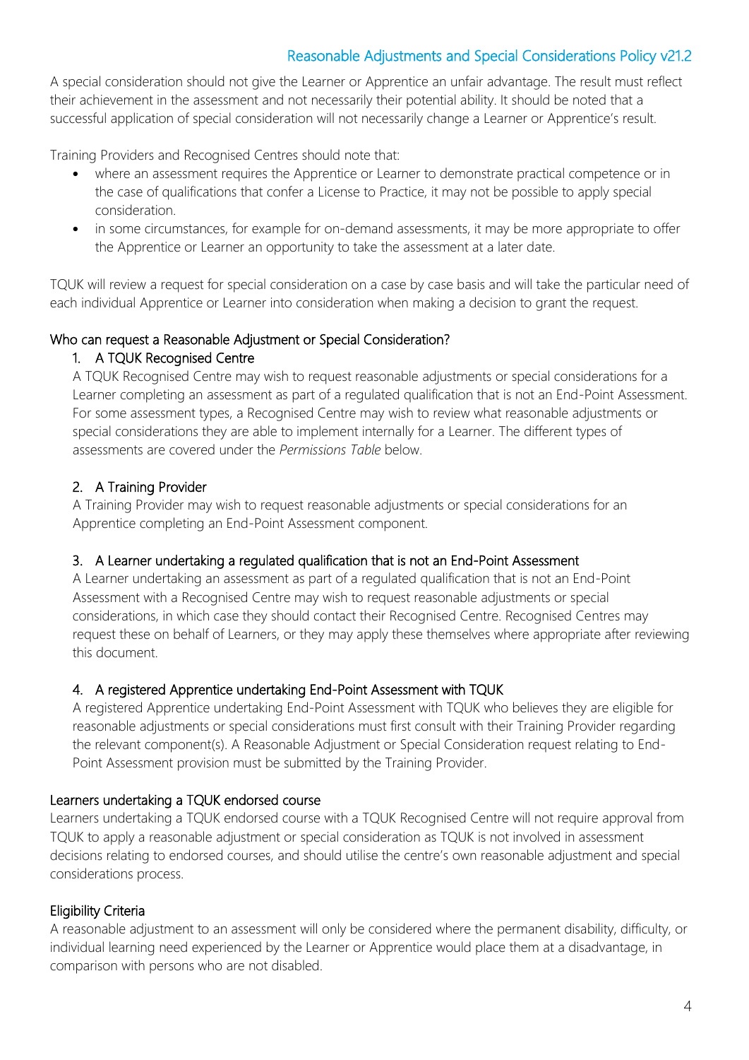A special consideration should not give the Learner or Apprentice an unfair advantage. The result must reflect their achievement in the assessment and not necessarily their potential ability. It should be noted that a successful application of special consideration will not necessarily change a Learner or Apprentice's result.

Training Providers and Recognised Centres should note that:

- where an assessment requires the Apprentice or Learner to demonstrate practical competence or in the case of qualifications that confer a License to Practice, it may not be possible to apply special consideration.
- in some circumstances, for example for on-demand assessments, it may be more appropriate to offer the Apprentice or Learner an opportunity to take the assessment at a later date.

TQUK will review a request for special consideration on a case by case basis and will take the particular need of each individual Apprentice or Learner into consideration when making a decision to grant the request.

## Who can request a Reasonable Adjustment or Special Consideration?

### 1. A TQUK Recognised Centre

A TQUK Recognised Centre may wish to request reasonable adjustments or special considerations for a Learner completing an assessment as part of a regulated qualification that is not an End-Point Assessment. For some assessment types, a Recognised Centre may wish to review what reasonable adjustments or special considerations they are able to implement internally for a Learner. The different types of assessments are covered under the *Permissions Table* below.

### 2. A Training Provider

A Training Provider may wish to request reasonable adjustments or special considerations for an Apprentice completing an End-Point Assessment component.

### 3. A Learner undertaking a regulated qualification that is not an End-Point Assessment

A Learner undertaking an assessment as part of a regulated qualification that is not an End-Point Assessment with a Recognised Centre may wish to request reasonable adjustments or special considerations, in which case they should contact their Recognised Centre. Recognised Centres may request these on behalf of Learners, or they may apply these themselves where appropriate after reviewing this document.

### 4. A registered Apprentice undertaking End-Point Assessment with TQUK

A registered Apprentice undertaking End-Point Assessment with TQUK who believes they are eligible for reasonable adjustments or special considerations must first consult with their Training Provider regarding the relevant component(s). A Reasonable Adjustment or Special Consideration request relating to End-Point Assessment provision must be submitted by the Training Provider.

## Learners undertaking a TQUK endorsed course

Learners undertaking a TQUK endorsed course with a TQUK Recognised Centre will not require approval from TQUK to apply a reasonable adjustment or special consideration as TQUK is not involved in assessment decisions relating to endorsed courses, and should utilise the centre's own reasonable adjustment and special considerations process.

## Eligibility Criteria

A reasonable adjustment to an assessment will only be considered where the permanent disability, difficulty, or individual learning need experienced by the Learner or Apprentice would place them at a disadvantage, in comparison with persons who are not disabled.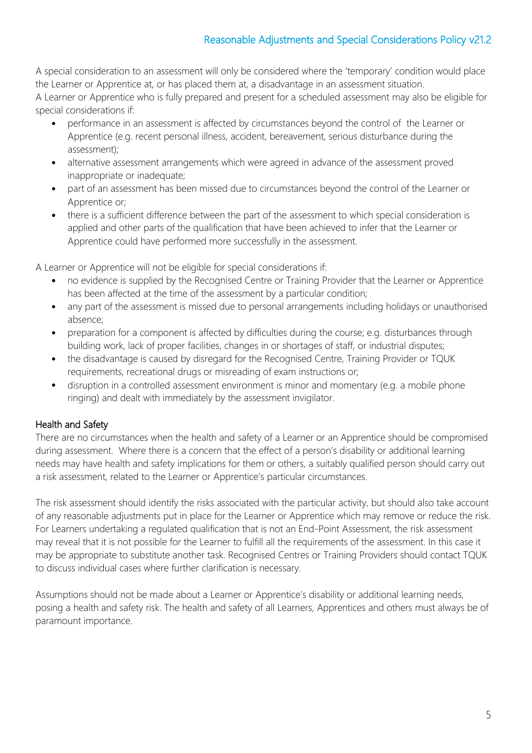A special consideration to an assessment will only be considered where the 'temporary' condition would place the Learner or Apprentice at, or has placed them at, a disadvantage in an assessment situation.

A Learner or Apprentice who is fully prepared and present for a scheduled assessment may also be eligible for special considerations if:

- performance in an assessment is affected by circumstances beyond the control of the Learner or Apprentice (e.g. recent personal illness, accident, bereavement, serious disturbance during the assessment);
- alternative assessment arrangements which were agreed in advance of the assessment proved inappropriate or inadequate;
- part of an assessment has been missed due to circumstances beyond the control of the Learner or Apprentice or;
- there is a sufficient difference between the part of the assessment to which special consideration is applied and other parts of the qualification that have been achieved to infer that the Learner or Apprentice could have performed more successfully in the assessment.

A Learner or Apprentice will not be eligible for special considerations if:

- no evidence is supplied by the Recognised Centre or Training Provider that the Learner or Apprentice has been affected at the time of the assessment by a particular condition;
- any part of the assessment is missed due to personal arrangements including holidays or unauthorised absence;
- preparation for a component is affected by difficulties during the course; e.g. disturbances through building work, lack of proper facilities, changes in or shortages of staff, or industrial disputes;
- the disadvantage is caused by disregard for the Recognised Centre, Training Provider or TQUK requirements, recreational drugs or misreading of exam instructions or;
- disruption in a controlled assessment environment is minor and momentary (e.g. a mobile phone ringing) and dealt with immediately by the assessment invigilator.

## Health and Safety

There are no circumstances when the health and safety of a Learner or an Apprentice should be compromised during assessment. Where there is a concern that the effect of a person's disability or additional learning needs may have health and safety implications for them or others, a suitably qualified person should carry out a risk assessment, related to the Learner or Apprentice's particular circumstances.

The risk assessment should identify the risks associated with the particular activity, but should also take account of any reasonable adjustments put in place for the Learner or Apprentice which may remove or reduce the risk. For Learners undertaking a regulated qualification that is not an End-Point Assessment, the risk assessment may reveal that it is not possible for the Learner to fulfill all the requirements of the assessment. In this case it may be appropriate to substitute another task. Recognised Centres or Training Providers should contact TQUK to discuss individual cases where further clarification is necessary.

Assumptions should not be made about a Learner or Apprentice's disability or additional learning needs, posing a health and safety risk. The health and safety of all Learners, Apprentices and others must always be of paramount importance.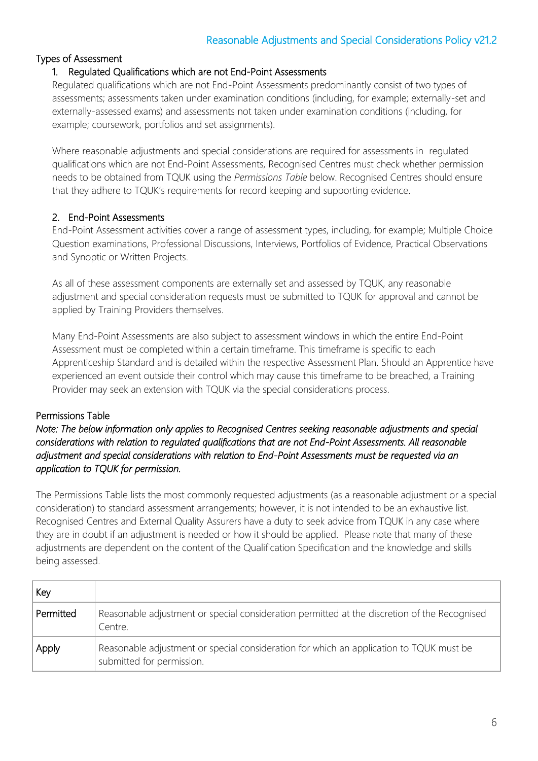## Types of Assessment

### 1. Regulated Qualifications which are not End-Point Assessments

Regulated qualifications which are not End-Point Assessments predominantly consist of two types of assessments; assessments taken under examination conditions (including, for example; externally-set and externally-assessed exams) and assessments not taken under examination conditions (including, for example; coursework, portfolios and set assignments).

Where reasonable adjustments and special considerations are required for assessments in regulated qualifications which are not End-Point Assessments, Recognised Centres must check whether permission needs to be obtained from TQUK using the *Permissions Table* below. Recognised Centres should ensure that they adhere to TQUK's requirements for record keeping and supporting evidence.

### 2. End-Point Assessments

End-Point Assessment activities cover a range of assessment types, including, for example; Multiple Choice Question examinations, Professional Discussions, Interviews, Portfolios of Evidence, Practical Observations and Synoptic or Written Projects.

As all of these assessment components are externally set and assessed by TQUK, any reasonable adjustment and special consideration requests must be submitted to TQUK for approval and cannot be applied by Training Providers themselves.

Many End-Point Assessments are also subject to assessment windows in which the entire End-Point Assessment must be completed within a certain timeframe. This timeframe is specific to each Apprenticeship Standard and is detailed within the respective Assessment Plan. Should an Apprentice have experienced an event outside their control which may cause this timeframe to be breached, a Training Provider may seek an extension with TQUK via the special considerations process.

## Permissions Table

*Note: The below information only applies to Recognised Centres seeking reasonable adjustments and special considerations with relation to regulated qualifications that are not End-Point Assessments. All reasonable adjustment and special considerations with relation to End-Point Assessments must be requested via an application to TQUK for permission.*

The Permissions Table lists the most commonly requested adjustments (as a reasonable adjustment or a special consideration) to standard assessment arrangements; however, it is not intended to be an exhaustive list. Recognised Centres and External Quality Assurers have a duty to seek advice from TQUK in any case where they are in doubt if an adjustment is needed or how it should be applied. Please note that many of these adjustments are dependent on the content of the Qualification Specification and the knowledge and skills being assessed.

| Key | |
|---|---|
| Permitted | Reasonable adjustment or special consideration permitted at the discretion of the Recognised Centre. |
| Apply | Reasonable adjustment or special consideration for which an application to TQUK must be submitted for permission. |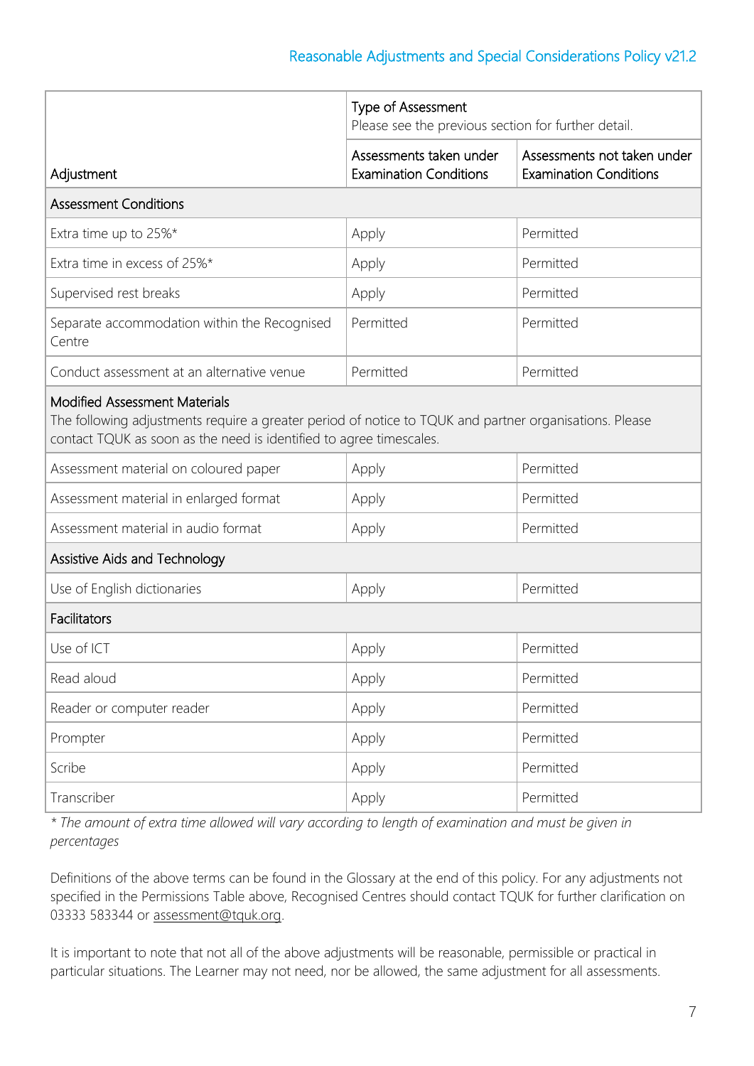| Adjustment | Type of Assessment<br>Please see the previous section for further detail. | |
|---|---|---|
| | Assessments taken under Examination Conditions | Assessments not taken under Examination Conditions |
| **Assessment Conditions** | | |
| Extra time up to 25%* | Apply | Permitted |
| Extra time in excess of 25%* | Apply | Permitted |
| Supervised rest breaks | Apply | Permitted |
| Separate accommodation within the Recognised Centre | Permitted | Permitted |
| Conduct assessment at an alternative venue | Permitted | Permitted |
| **Modified Assessment Materials**<br>The following adjustments require a greater period of notice to TQUK and partner organisations. Please contact TQUK as soon as the need is identified to agree timescales. | | |
| Assessment material on coloured paper | Apply | Permitted |
| Assessment material in enlarged format | Apply | Permitted |
| Assessment material in audio format | Apply | Permitted |
| **Assistive Aids and Technology** | | |
| Use of English dictionaries | Apply | Permitted |
| **Facilitators** | | |
| Use of ICT | Apply | Permitted |
| Read aloud | Apply | Permitted |
| Reader or computer reader | Apply | Permitted |
| Prompter | Apply | Permitted |
| Scribe | Apply | Permitted |
| Transcriber | Apply | Permitted |

*\* The amount of extra time allowed will vary according to length of examination and must be given in percentages*

Definitions of the above terms can be found in the Glossary at the end of this policy. For any adjustments not specified in the Permissions Table above, Recognised Centres should contact TQUK for further clarification on 03333 583344 or assessment@tquk.org.

It is important to note that not all of the above adjustments will be reasonable, permissible or practical in particular situations. The Learner may not need, nor be allowed, the same adjustment for all assessments.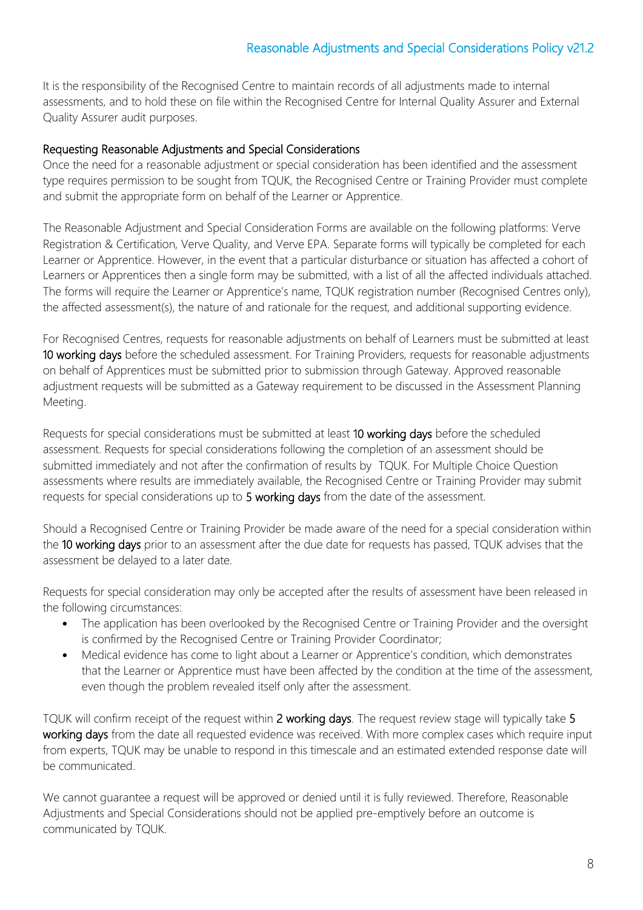It is the responsibility of the Recognised Centre to maintain records of all adjustments made to internal assessments, and to hold these on file within the Recognised Centre for Internal Quality Assurer and External Quality Assurer audit purposes.

## Requesting Reasonable Adjustments and Special Considerations

Once the need for a reasonable adjustment or special consideration has been identified and the assessment type requires permission to be sought from TQUK, the Recognised Centre or Training Provider must complete and submit the appropriate form on behalf of the Learner or Apprentice.

The Reasonable Adjustment and Special Consideration Forms are available on the following platforms: Verve Registration & Certification, Verve Quality, and Verve EPA. Separate forms will typically be completed for each Learner or Apprentice. However, in the event that a particular disturbance or situation has affected a cohort of Learners or Apprentices then a single form may be submitted, with a list of all the affected individuals attached. The forms will require the Learner or Apprentice's name, TQUK registration number (Recognised Centres only), the affected assessment(s), the nature of and rationale for the request, and additional supporting evidence.

For Recognised Centres, requests for reasonable adjustments on behalf of Learners must be submitted at least **10 working days** before the scheduled assessment. For Training Providers, requests for reasonable adjustments on behalf of Apprentices must be submitted prior to submission through Gateway. Approved reasonable adjustment requests will be submitted as a Gateway requirement to be discussed in the Assessment Planning Meeting.

Requests for special considerations must be submitted at least **10 working days** before the scheduled assessment. Requests for special considerations following the completion of an assessment should be submitted immediately and not after the confirmation of results by TQUK. For Multiple Choice Question assessments where results are immediately available, the Recognised Centre or Training Provider may submit requests for special considerations up to **5 working days** from the date of the assessment.

Should a Recognised Centre or Training Provider be made aware of the need for a special consideration within the **10 working days** prior to an assessment after the due date for requests has passed, TQUK advises that the assessment be delayed to a later date.

Requests for special consideration may only be accepted after the results of assessment have been released in the following circumstances:

- The application has been overlooked by the Recognised Centre or Training Provider and the oversight is confirmed by the Recognised Centre or Training Provider Coordinator;
- Medical evidence has come to light about a Learner or Apprentice's condition, which demonstrates that the Learner or Apprentice must have been affected by the condition at the time of the assessment, even though the problem revealed itself only after the assessment.

TQUK will confirm receipt of the request within **2 working days**. The request review stage will typically take **5 working days** from the date all requested evidence was received. With more complex cases which require input from experts, TQUK may be unable to respond in this timescale and an estimated extended response date will be communicated.

We cannot guarantee a request will be approved or denied until it is fully reviewed. Therefore, Reasonable Adjustments and Special Considerations should not be applied pre-emptively before an outcome is communicated by TQUK.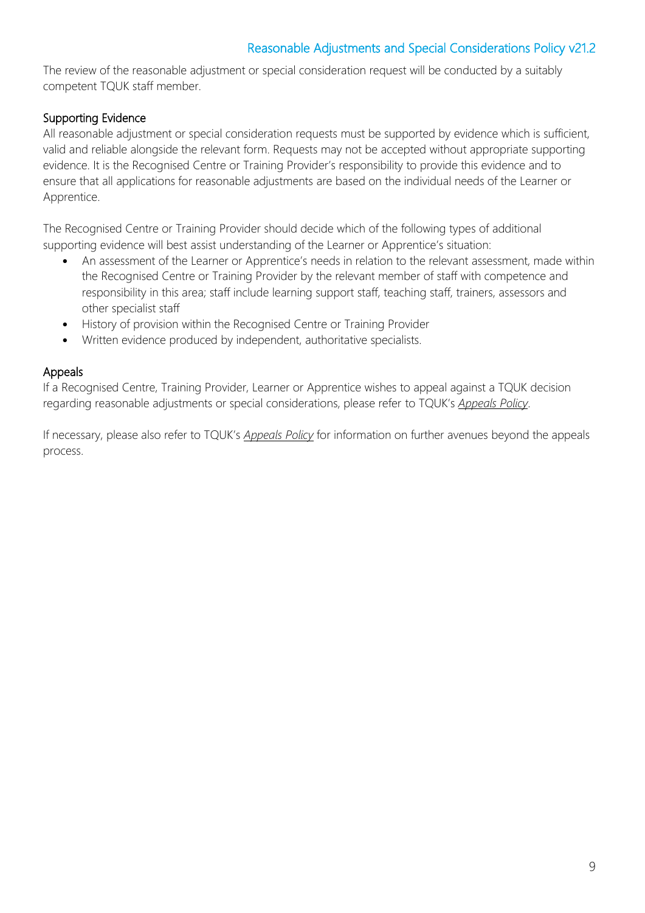The review of the reasonable adjustment or special consideration request will be conducted by a suitably competent TQUK staff member.

## Supporting Evidence

All reasonable adjustment or special consideration requests must be supported by evidence which is sufficient, valid and reliable alongside the relevant form. Requests may not be accepted without appropriate supporting evidence. It is the Recognised Centre or Training Provider's responsibility to provide this evidence and to ensure that all applications for reasonable adjustments are based on the individual needs of the Learner or Apprentice.

The Recognised Centre or Training Provider should decide which of the following types of additional supporting evidence will best assist understanding of the Learner or Apprentice's situation:

- An assessment of the Learner or Apprentice's needs in relation to the relevant assessment, made within the Recognised Centre or Training Provider by the relevant member of staff with competence and responsibility in this area; staff include learning support staff, teaching staff, trainers, assessors and other specialist staff
- History of provision within the Recognised Centre or Training Provider
- Written evidence produced by independent, authoritative specialists.

## Appeals

If a Recognised Centre, Training Provider, Learner or Apprentice wishes to appeal against a TQUK decision regarding reasonable adjustments or special considerations, please refer to TQUK's *Appeals Policy*.

If necessary, please also refer to TQUK's *Appeals Policy* for information on further avenues beyond the appeals process.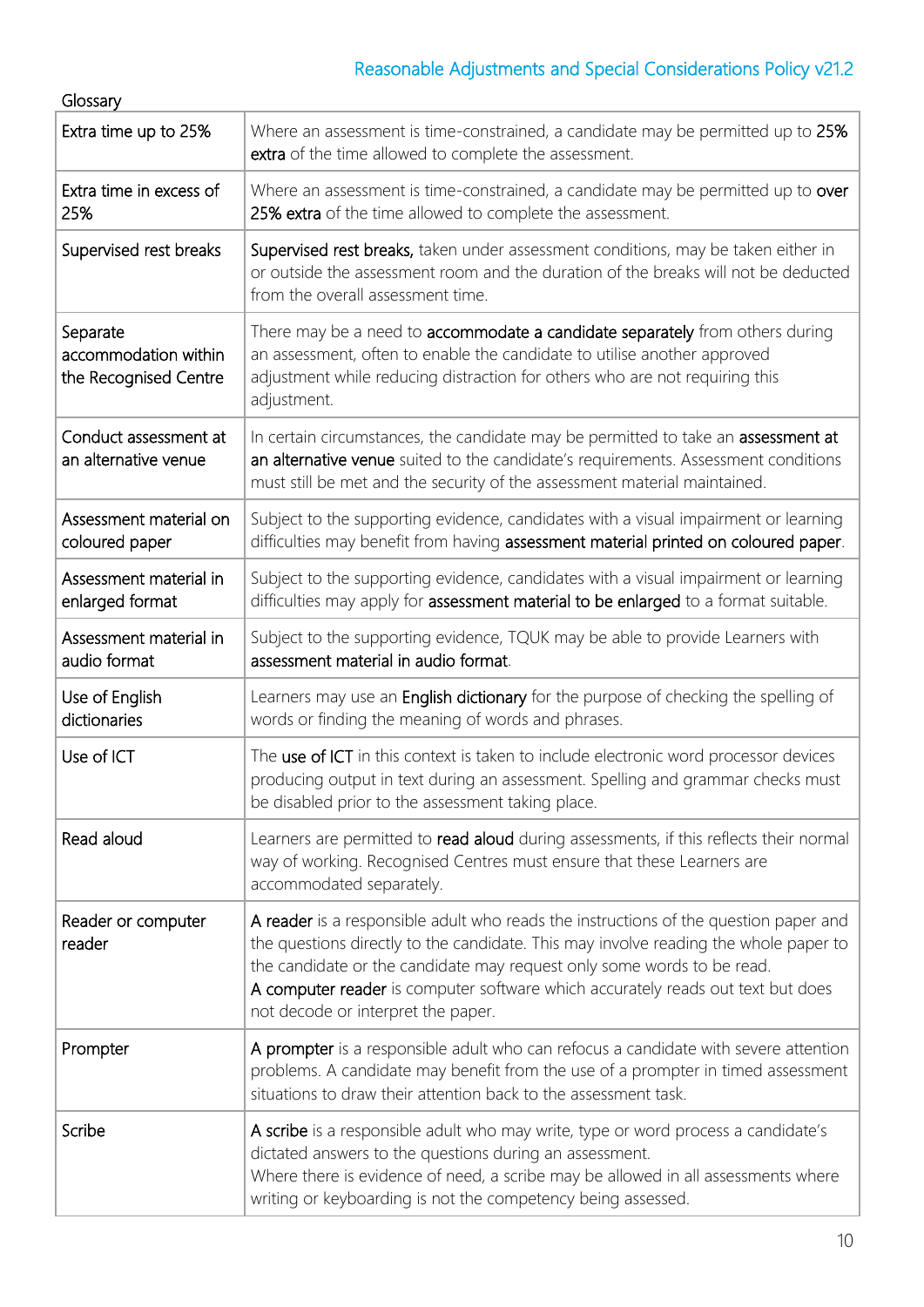Glossary

| | |
|---|---|
| Extra time up to 25% | Where an assessment is time-constrained, a candidate may be permitted up to **25% extra** of the time allowed to complete the assessment. |
| Extra time in excess of 25% | Where an assessment is time-constrained, a candidate may be permitted up to **over 25% extra** of the time allowed to complete the assessment. |
| Supervised rest breaks | **Supervised rest breaks,** taken under assessment conditions, may be taken either in or outside the assessment room and the duration of the breaks will not be deducted from the overall assessment time. |
| Separate accommodation within the Recognised Centre | There may be a need to **accommodate a candidate separately** from others during an assessment, often to enable the candidate to utilise another approved adjustment while reducing distraction for others who are not requiring this adjustment. |
| Conduct assessment at an alternative venue | In certain circumstances, the candidate may be permitted to take an **assessment at an alternative venue** suited to the candidate's requirements. Assessment conditions must still be met and the security of the assessment material maintained. |
| Assessment material on coloured paper | Subject to the supporting evidence, candidates with a visual impairment or learning difficulties may benefit from having **assessment material printed on coloured paper**. |
| Assessment material in enlarged format | Subject to the supporting evidence, candidates with a visual impairment or learning difficulties may apply for **assessment material to be enlarged** to a format suitable. |
| Assessment material in audio format | Subject to the supporting evidence, TQUK may be able to provide Learners with **assessment material in audio format**. |
| Use of English dictionaries | Learners may use an **English dictionary** for the purpose of checking the spelling of words or finding the meaning of words and phrases. |
| Use of ICT | The **use of ICT** in this context is taken to include electronic word processor devices producing output in text during an assessment. Spelling and grammar checks must be disabled prior to the assessment taking place. |
| Read aloud | Learners are permitted to **read aloud** during assessments, if this reflects their normal way of working. Recognised Centres must ensure that these Learners are accommodated separately. |
| Reader or computer reader | **A reader** is a responsible adult who reads the instructions of the question paper and the questions directly to the candidate. This may involve reading the whole paper to the candidate or the candidate may request only some words to be read.<br>**A computer reader** is computer software which accurately reads out text but does not decode or interpret the paper. |
| Prompter | **A prompter** is a responsible adult who can refocus a candidate with severe attention problems. A candidate may benefit from the use of a prompter in timed assessment situations to draw their attention back to the assessment task. |
| Scribe | **A scribe** is a responsible adult who may write, type or word process a candidate's dictated answers to the questions during an assessment.<br>Where there is evidence of need, a scribe may be allowed in all assessments where writing or keyboarding is not the competency being assessed. |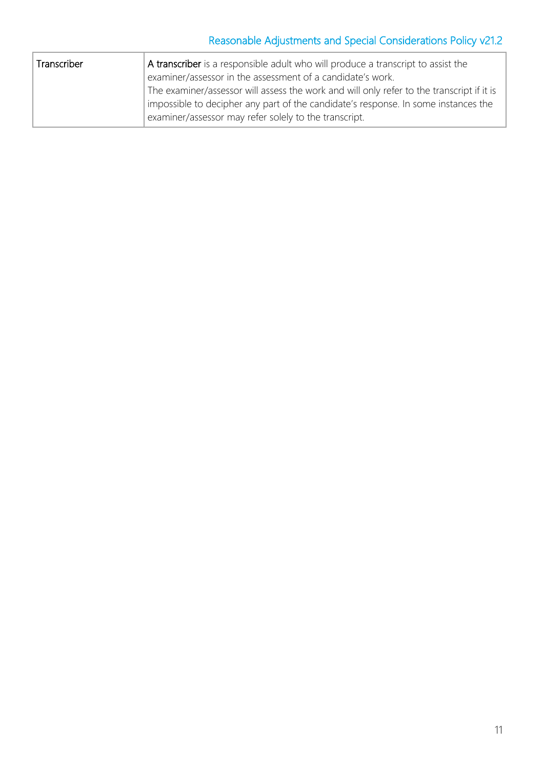| | |
|---|---|
| Transcriber | **A transcriber** is a responsible adult who will produce a transcript to assist the examiner/assessor in the assessment of a candidate's work.<br>The examiner/assessor will assess the work and will only refer to the transcript if it is impossible to decipher any part of the candidate's response. In some instances the examiner/assessor may refer solely to the transcript. |